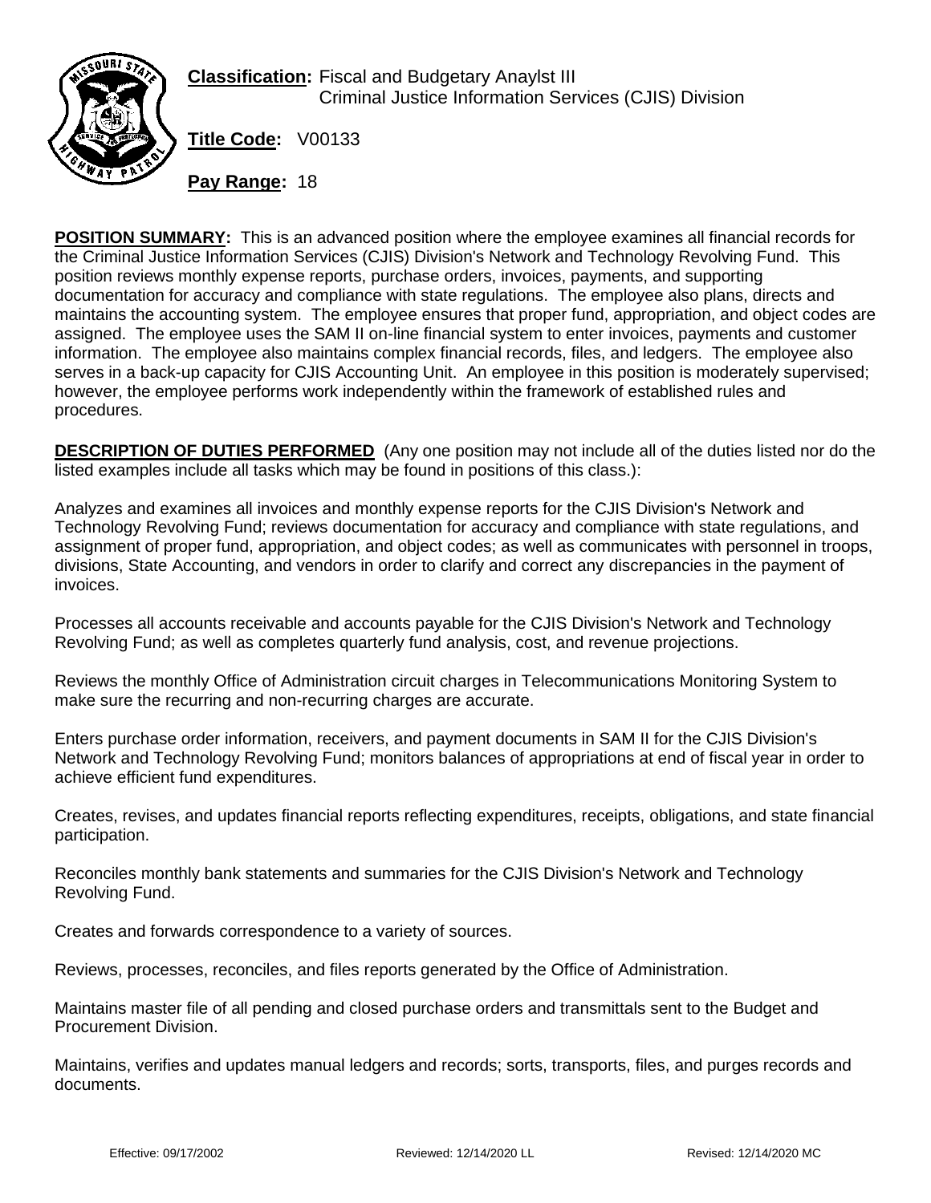**Classification:** Fiscal and Budgetary Anaylst III
Criminal Justice Information Services (CJIS) Division

**Title Code:** V00133

**Pay Range:** 18

**POSITION SUMMARY:** This is an advanced position where the employee examines all financial records for the Criminal Justice Information Services (CJIS) Division's Network and Technology Revolving Fund. This position reviews monthly expense reports, purchase orders, invoices, payments, and supporting documentation for accuracy and compliance with state regulations. The employee also plans, directs and maintains the accounting system. The employee ensures that proper fund, appropriation, and object codes are assigned. The employee uses the SAM II on-line financial system to enter invoices, payments and customer information. The employee also maintains complex financial records, files, and ledgers. The employee also serves in a back-up capacity for CJIS Accounting Unit. An employee in this position is moderately supervised; however, the employee performs work independently within the framework of established rules and procedures.

**DESCRIPTION OF DUTIES PERFORMED** (Any one position may not include all of the duties listed nor do the listed examples include all tasks which may be found in positions of this class.):

Analyzes and examines all invoices and monthly expense reports for the CJIS Division's Network and Technology Revolving Fund; reviews documentation for accuracy and compliance with state regulations, and assignment of proper fund, appropriation, and object codes; as well as communicates with personnel in troops, divisions, State Accounting, and vendors in order to clarify and correct any discrepancies in the payment of invoices.

Processes all accounts receivable and accounts payable for the CJIS Division's Network and Technology Revolving Fund; as well as completes quarterly fund analysis, cost, and revenue projections.

Reviews the monthly Office of Administration circuit charges in Telecommunications Monitoring System to make sure the recurring and non-recurring charges are accurate.

Enters purchase order information, receivers, and payment documents in SAM II for the CJIS Division's Network and Technology Revolving Fund; monitors balances of appropriations at end of fiscal year in order to achieve efficient fund expenditures.

Creates, revises, and updates financial reports reflecting expenditures, receipts, obligations, and state financial participation.

Reconciles monthly bank statements and summaries for the CJIS Division's Network and Technology Revolving Fund.

Creates and forwards correspondence to a variety of sources.

Reviews, processes, reconciles, and files reports generated by the Office of Administration.

Maintains master file of all pending and closed purchase orders and transmittals sent to the Budget and Procurement Division.

Maintains, verifies and updates manual ledgers and records; sorts, transports, files, and purges records and documents.

Effective: 09/17/2002 Reviewed: 12/14/2020 LL Revised: 12/14/2020 MC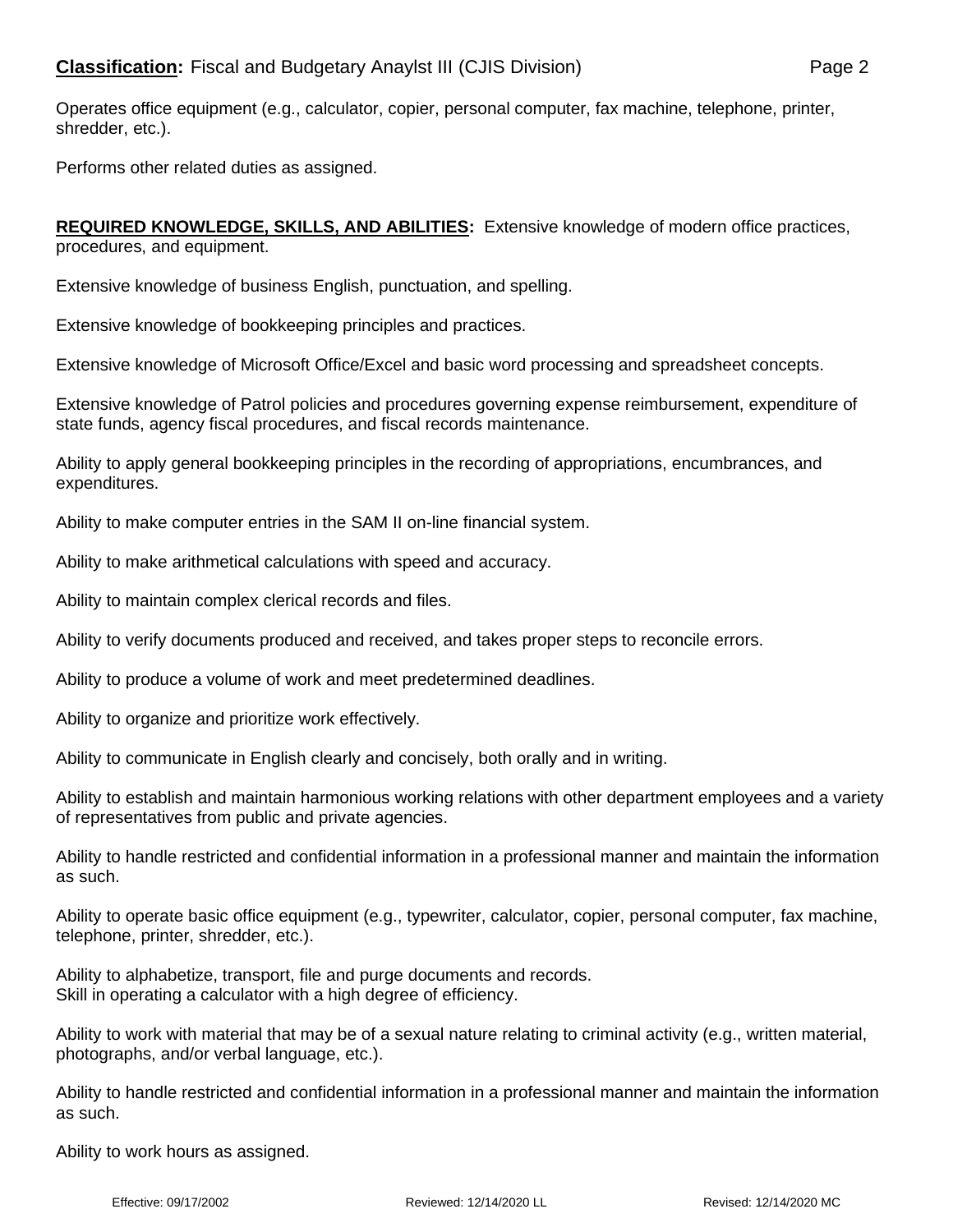Operates office equipment (e.g., calculator, copier, personal computer, fax machine, telephone, printer, shredder, etc.).

Performs other related duties as assigned.

**REQUIRED KNOWLEDGE, SKILLS, AND ABILITIES:** Extensive knowledge of modern office practices, procedures, and equipment.

Extensive knowledge of business English, punctuation, and spelling.

Extensive knowledge of bookkeeping principles and practices.

Extensive knowledge of Microsoft Office/Excel and basic word processing and spreadsheet concepts.

Extensive knowledge of Patrol policies and procedures governing expense reimbursement, expenditure of state funds, agency fiscal procedures, and fiscal records maintenance.

Ability to apply general bookkeeping principles in the recording of appropriations, encumbrances, and expenditures.

Ability to make computer entries in the SAM II on-line financial system.

Ability to make arithmetical calculations with speed and accuracy.

Ability to maintain complex clerical records and files.

Ability to verify documents produced and received, and takes proper steps to reconcile errors.

Ability to produce a volume of work and meet predetermined deadlines.

Ability to organize and prioritize work effectively.

Ability to communicate in English clearly and concisely, both orally and in writing.

Ability to establish and maintain harmonious working relations with other department employees and a variety of representatives from public and private agencies.

Ability to handle restricted and confidential information in a professional manner and maintain the information as such.

Ability to operate basic office equipment (e.g., typewriter, calculator, copier, personal computer, fax machine, telephone, printer, shredder, etc.).

Ability to alphabetize, transport, file and purge documents and records.
Skill in operating a calculator with a high degree of efficiency.

Ability to work with material that may be of a sexual nature relating to criminal activity (e.g., written material, photographs, and/or verbal language, etc.).

Ability to handle restricted and confidential information in a professional manner and maintain the information as such.

Ability to work hours as assigned.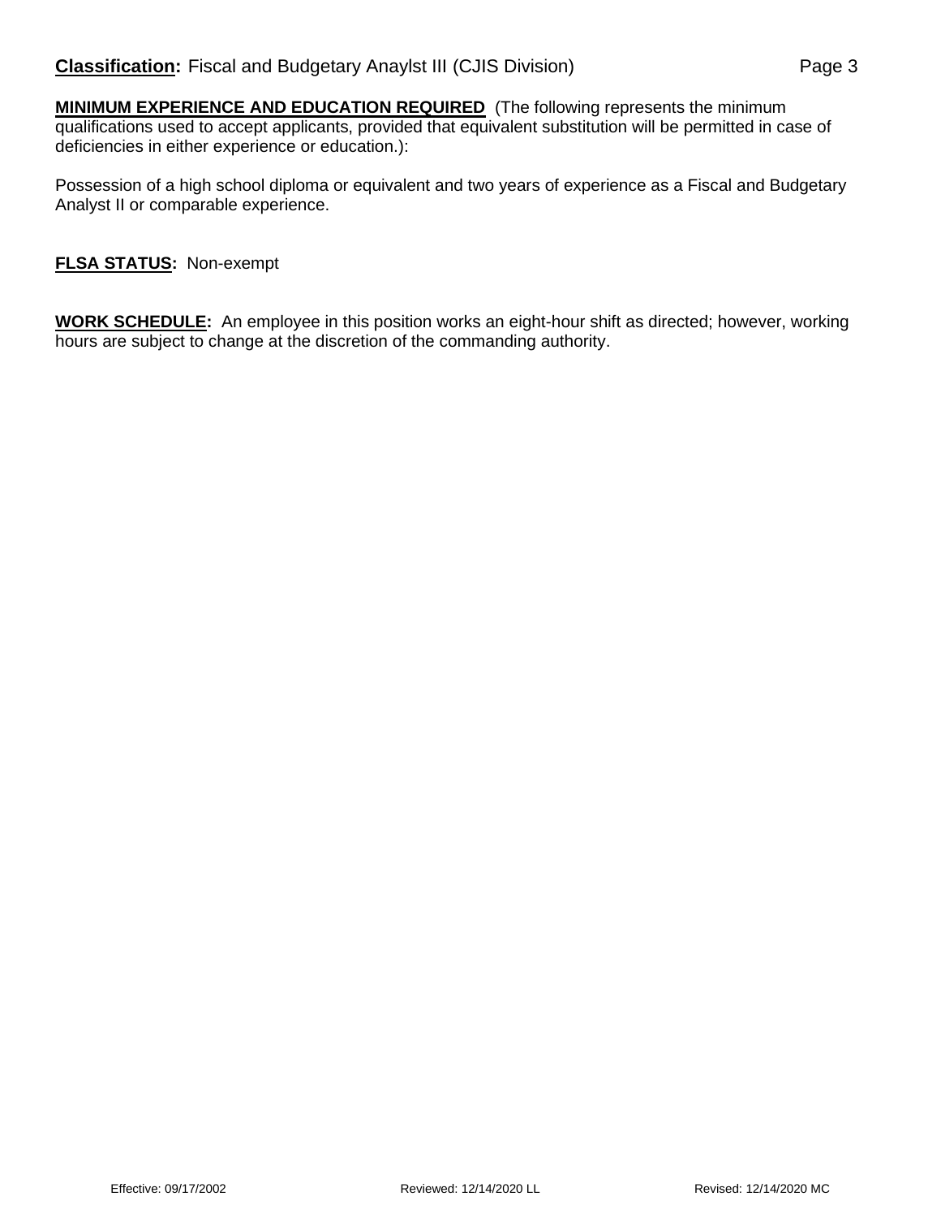**MINIMUM EXPERIENCE AND EDUCATION REQUIRED** (The following represents the minimum qualifications used to accept applicants, provided that equivalent substitution will be permitted in case of deficiencies in either experience or education.):

Possession of a high school diploma or equivalent and two years of experience as a Fiscal and Budgetary Analyst II or comparable experience.

**FLSA STATUS:** Non-exempt

**WORK SCHEDULE:** An employee in this position works an eight-hour shift as directed; however, working hours are subject to change at the discretion of the commanding authority.